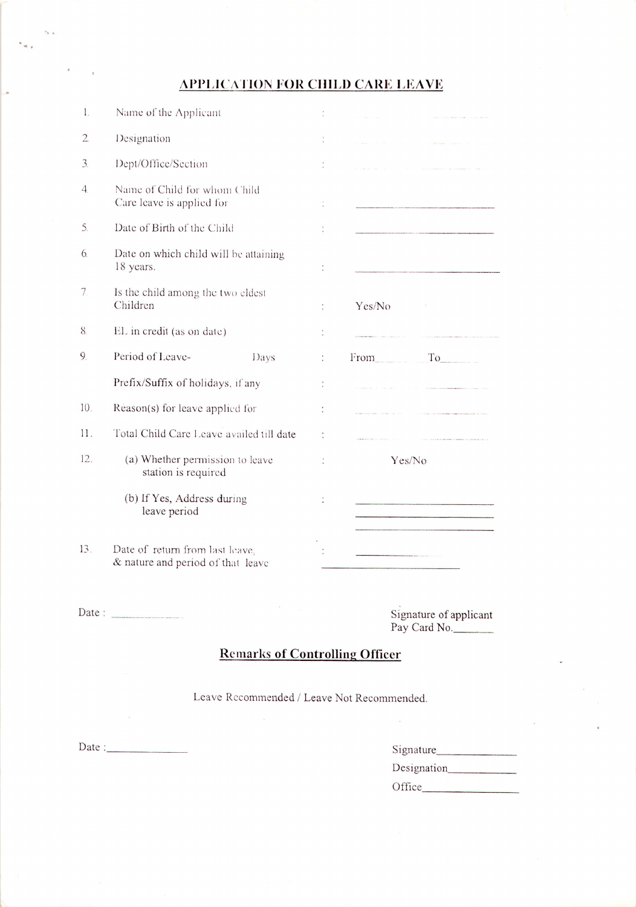# APPLICATION FOR CHILD CARE LEAVE

| | | | |
|---|---|---|---|
| 1. | Name of the Applicant | : | |
| 2. | Designation | : | |
| 3. | Dept/Office/Section | : | |
| 4. | Name of Child for whom Child Care leave is applied for | : | |
| 5. | Date of Birth of the Child | : | |
| 6. | Date on which child will be attaining 18 years. | : | |
| 7. | Is the child among the two eldest Children | : | Yes/No |
| 8. | EL in credit (as on date) | : | |
| 9. | Period of Leave- Days | : | From ______ To ______ |
| | Prefix/Suffix of holidays, if any | : | |
| 10. | Reason(s) for leave applied for | : | |
| 11. | Total Child Care Leave availed till date | : | |
| 12. | (a) Whether permission to leave station is required | : | Yes/No |
| | (b) If Yes, Address during leave period | : | |
| 13. | Date of return from last leave, & nature and period of that leave | : | |

Date : ____________

Signature of applicant
Pay Card No.______

## Remarks of Controlling Officer

Leave Recommended / Leave Not Recommended.

Date :____________

Signature____________
Designation____________
Office____________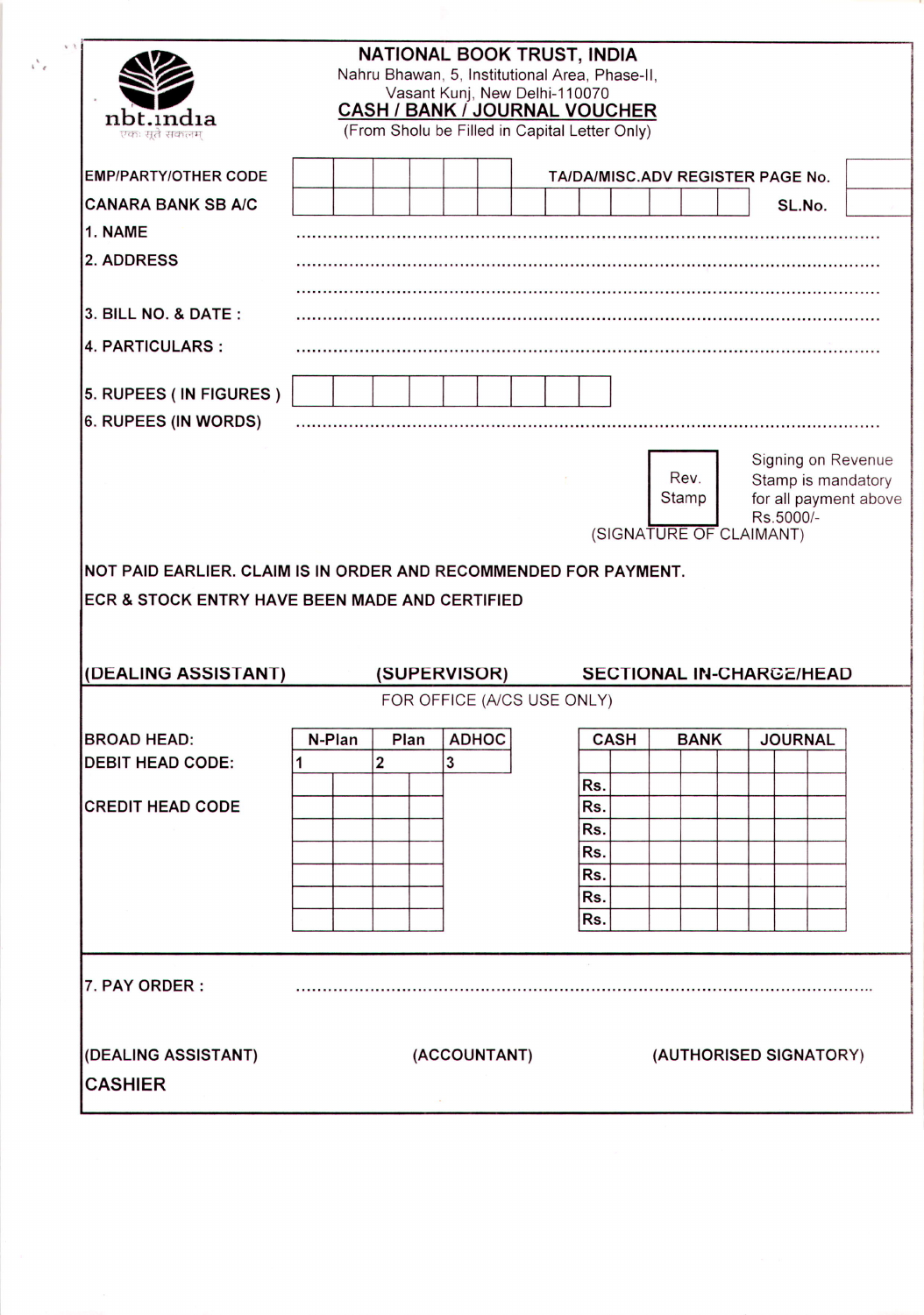nbt.india

एकः सूते सकलम्

# NATIONAL BOOK TRUST, INDIA

Nahru Bhawan, 5, Institutional Area, Phase-II,
Vasant Kunj, New Delhi-110070

## CASH / BANK / JOURNAL VOUCHER

(From Sholu be Filled in Capital Letter Only)

EMP/PARTY/OTHER CODE | | | | | | TA/DA/MISC.ADV REGISTER PAGE No. |

CANARA BANK SB A/C | | | | | | | | | | | | | | SL.No. |

1. NAME ..................................................................................................

2. ADDRESS ..................................................................................................

..................................................................................................

3. BILL NO. & DATE : ..................................................................................................

4. PARTICULARS : ..................................................................................................

5. RUPEES ( IN FIGURES ) | | | | | | | | | |

6. RUPEES (IN WORDS) ..................................................................................................

Rev. Stamp

Signing on Revenue Stamp is mandatory for all payment above Rs.5000/-

(SIGNATURE OF CLAIMANT)

NOT PAID EARLIER. CLAIM IS IN ORDER AND RECOMMENDED FOR PAYMENT.

ECR & STOCK ENTRY HAVE BEEN MADE AND CERTIFIED

(DEALING ASSISTANT) (SUPERVISOR) SECTIONAL IN-CHARGE/HEAD

FOR OFFICE (A/CS USE ONLY)

BROAD HEAD:

DEBIT HEAD CODE:

CREDIT HEAD CODE

| N-Plan | | Plan | | ADHOC |
|---|---|---|---|---|
| 1 | | 2 | | 3 |
| | | | | |
| | | | | |
| | | | | |
| | | | | |
| | | | | |
| | | | | |

| CASH | | BANK | | | JOURNAL | | |
|---|---|---|---|---|---|---|---|
| Rs. | | | | | | | |
| Rs. | | | | | | | |
| Rs. | | | | | | | |
| Rs. | | | | | | | |
| Rs. | | | | | | | |
| Rs. | | | | | | | |
| Rs. | | | | | | | |

7. PAY ORDER : ..................................................................................................

(DEALING ASSISTANT) (ACCOUNTANT) (AUTHORISED SIGNATORY)

CASHIER